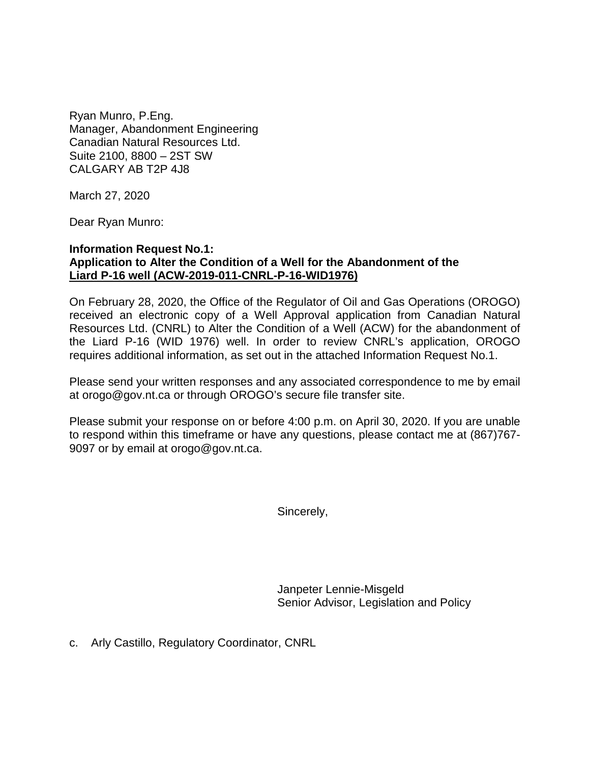Ryan Munro, P.Eng.
Manager, Abandonment Engineering
Canadian Natural Resources Ltd.
Suite 2100, 8800 – 2ST SW
CALGARY AB T2P 4J8

March 27, 2020

Dear Ryan Munro:

**Information Request No.1:**
**Application to Alter the Condition of a Well for the Abandonment of the**
**<u>Liard P-16 well (ACW-2019-011-CNRL-P-16-WID1976)</u>**

On February 28, 2020, the Office of the Regulator of Oil and Gas Operations (OROGO) received an electronic copy of a Well Approval application from Canadian Natural Resources Ltd. (CNRL) to Alter the Condition of a Well (ACW) for the abandonment of the Liard P-16 (WID 1976) well. In order to review CNRL's application, OROGO requires additional information, as set out in the attached Information Request No.1.

Please send your written responses and any associated correspondence to me by email at orogo@gov.nt.ca or through OROGO's secure file transfer site.

Please submit your response on or before 4:00 p.m. on April 30, 2020. If you are unable to respond within this timeframe or have any questions, please contact me at (867)767-9097 or by email at orogo@gov.nt.ca.

Sincerely,

Janpeter Lennie-Misgeld
Senior Advisor, Legislation and Policy

c. Arly Castillo, Regulatory Coordinator, CNRL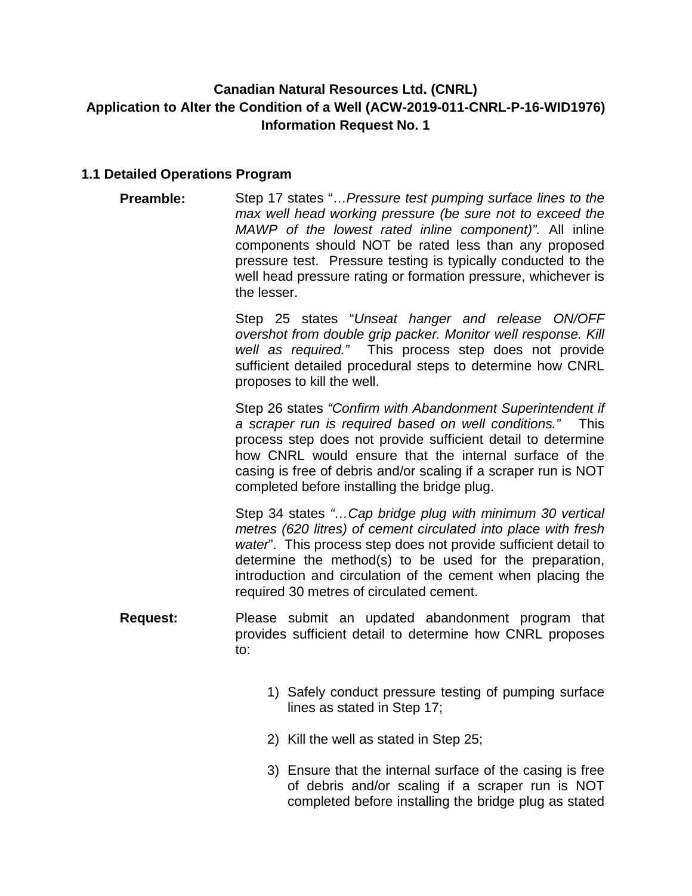**Canadian Natural Resources Ltd. (CNRL)**
**Application to Alter the Condition of a Well (ACW-2019-011-CNRL-P-16-WID1976)**
**Information Request No. 1**

### 1.1 Detailed Operations Program

**Preamble:**

Step 17 states "…*Pressure test pumping surface lines to the max well head working pressure (be sure not to exceed the MAWP of the lowest rated inline component)".* All inline components should NOT be rated less than any proposed pressure test. Pressure testing is typically conducted to the well head pressure rating or formation pressure, whichever is the lesser.

Step 25 states "*Unseat hanger and release ON/OFF overshot from double grip packer. Monitor well response. Kill well as required."* This process step does not provide sufficient detailed procedural steps to determine how CNRL proposes to kill the well.

Step 26 states *"Confirm with Abandonment Superintendent if a scraper run is required based on well conditions."* This process step does not provide sufficient detail to determine how CNRL would ensure that the internal surface of the casing is free of debris and/or scaling if a scraper run is NOT completed before installing the bridge plug.

Step 34 states *"…Cap bridge plug with minimum 30 vertical metres (620 litres) of cement circulated into place with fresh water*". This process step does not provide sufficient detail to determine the method(s) to be used for the preparation, introduction and circulation of the cement when placing the required 30 metres of circulated cement.

**Request:**

Please submit an updated abandonment program that provides sufficient detail to determine how CNRL proposes to:

1) Safely conduct pressure testing of pumping surface lines as stated in Step 17;
2) Kill the well as stated in Step 25;
3) Ensure that the internal surface of the casing is free of debris and/or scaling if a scraper run is NOT completed before installing the bridge plug as stated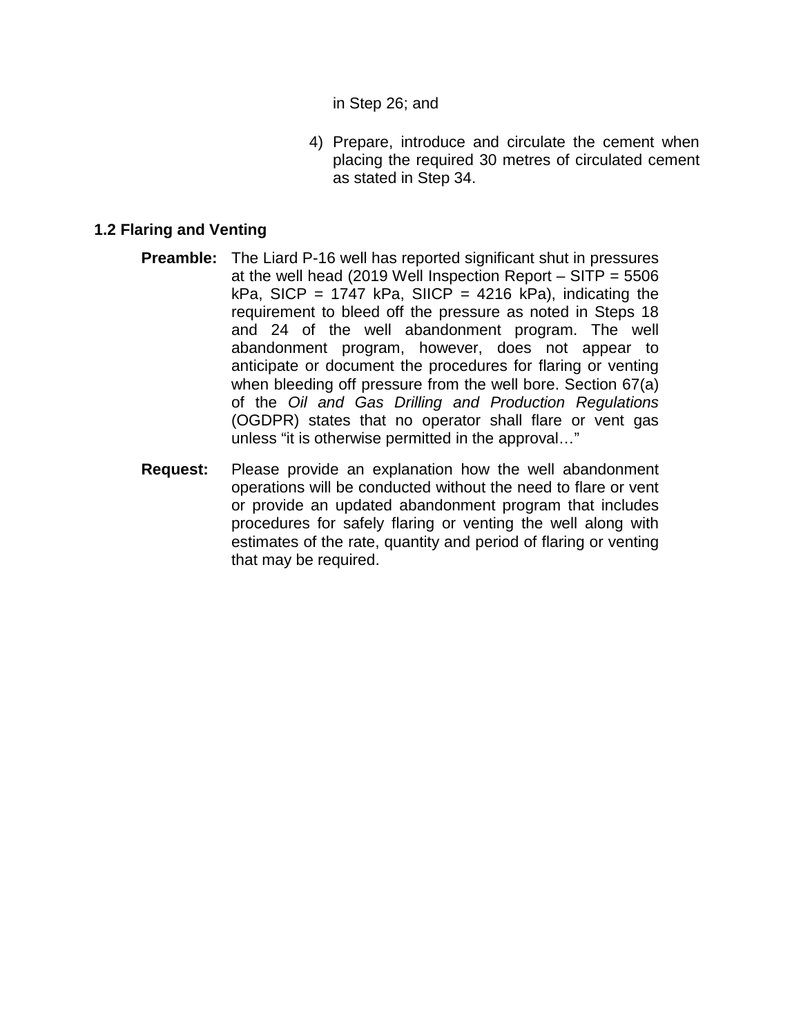in Step 26; and

4) Prepare, introduce and circulate the cement when placing the required 30 metres of circulated cement as stated in Step 34.

### 1.2 Flaring and Venting

**Preamble:** The Liard P-16 well has reported significant shut in pressures at the well head (2019 Well Inspection Report – SITP = 5506 kPa, SICP = 1747 kPa, SIICP = 4216 kPa), indicating the requirement to bleed off the pressure as noted in Steps 18 and 24 of the well abandonment program. The well abandonment program, however, does not appear to anticipate or document the procedures for flaring or venting when bleeding off pressure from the well bore. Section 67(a) of the *Oil and Gas Drilling and Production Regulations* (OGDPR) states that no operator shall flare or vent gas unless "it is otherwise permitted in the approval…"

**Request:** Please provide an explanation how the well abandonment operations will be conducted without the need to flare or vent or provide an updated abandonment program that includes procedures for safely flaring or venting the well along with estimates of the rate, quantity and period of flaring or venting that may be required.